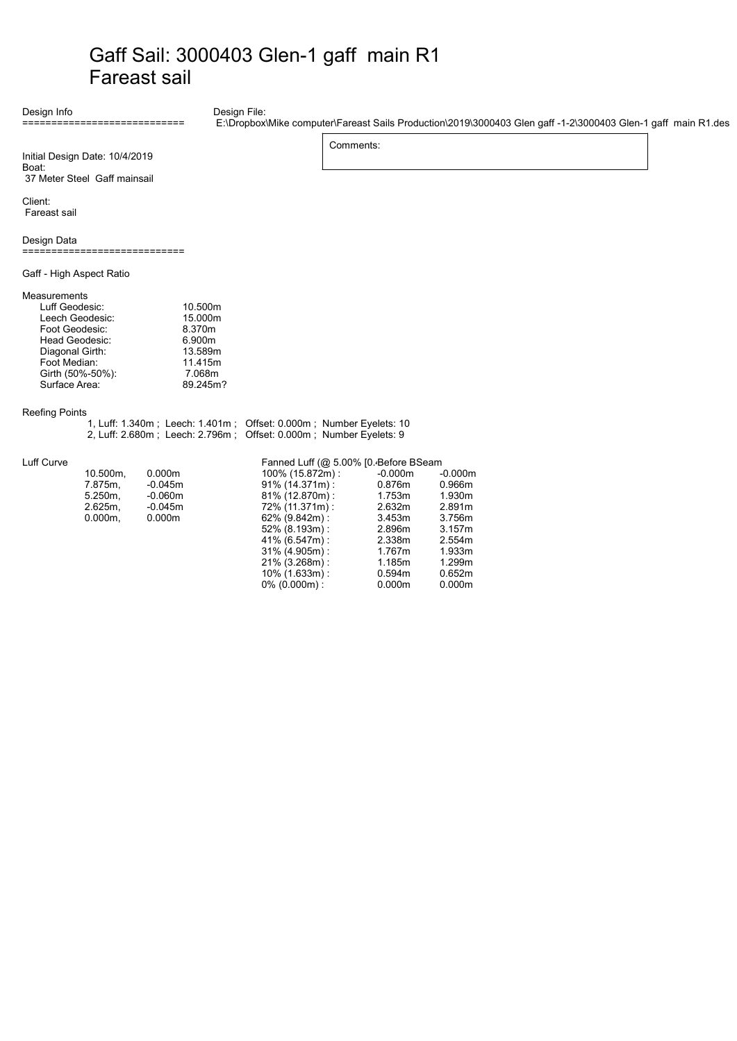# Gaff Sail: 3000403 Glen-1 gaff main R1
# Fareast sail

Design Info
============================

Design File:
E:\Dropbox\Mike computer\Fareast Sails Production\2019\3000403 Glen gaff -1-2\3000403 Glen-1 gaff main R1.des

Comments:

Initial Design Date: 10/4/2019

Boat:
37 Meter Steel Gaff mainsail

Client:
Fareast sail

Design Data
============================

Gaff - High Aspect Ratio

Measurements

| | |
|---|---|
| Luff Geodesic: | 10.500m |
| Leech Geodesic: | 15.000m |
| Foot Geodesic: | 8.370m |
| Head Geodesic: | 6.900m |
| Diagonal Girth: | 13.589m |
| Foot Median: | 11.415m |
| Girth (50%-50%): | 7.068m |
| Surface Area: | 89.245m? |

Reefing Points

1, Luff: 1.340m ; Leech: 1.401m ; Offset: 0.000m ; Number Eyelets: 10
2, Luff: 2.680m ; Leech: 2.796m ; Offset: 0.000m ; Number Eyelets: 9

Luff Curve

| | |
|---|---|
| 10.500m, | 0.000m |
| 7.875m, | -0.045m |
| 5.250m, | -0.060m |
| 2.625m, | -0.045m |
| 0.000m, | 0.000m |

Fanned Luff (@ 5.00% [0.4 Before BSeam

| | | |
|---|---|---|
| 100% (15.872m) : | -0.000m | -0.000m |
| 91% (14.371m) : | 0.876m | 0.966m |
| 81% (12.870m) : | 1.753m | 1.930m |
| 72% (11.371m) : | 2.632m | 2.891m |
| 62% (9.842m) : | 3.453m | 3.756m |
| 52% (8.193m) : | 2.896m | 3.157m |
| 41% (6.547m) : | 2.338m | 2.554m |
| 31% (4.905m) : | 1.767m | 1.933m |
| 21% (3.268m) : | 1.185m | 1.299m |
| 10% (1.633m) : | 0.594m | 0.652m |
| 0% (0.000m) : | 0.000m | 0.000m |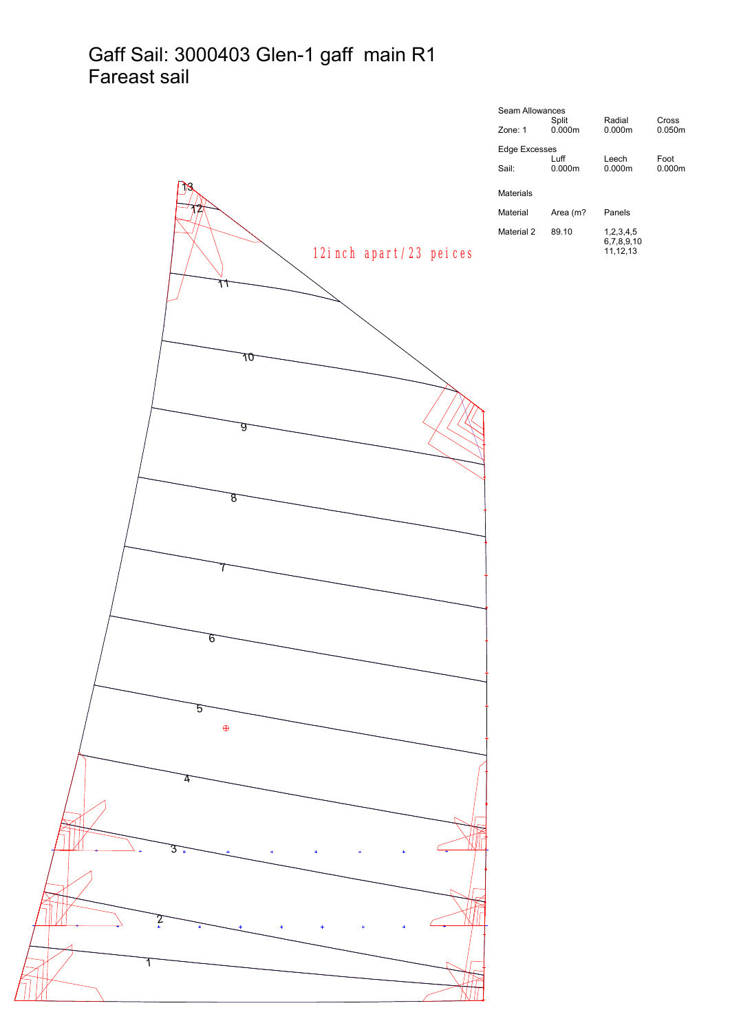# Gaff Sail: 3000403 Glen-1 gaff main R1
# Fareast sail

Seam Allowances

| | Split | Radial | Cross |
|---|---|---|---|
| Zone: 1 | 0.000m | 0.000m | 0.050m |

Edge Excesses

| | Luff | Leech | Foot |
|---|---|---|---|
| Sail: | 0.000m | 0.000m | 0.000m |

Materials

| Material | Area (m? | Panels |
|---|---|---|
| Material 2 | 89.10 | 1,2,3,4,5 6,7,8,9,10 11,12,13 |

12inch apart/23 peices

13

12

11

10

9

8

7

6

5

4

3

2

1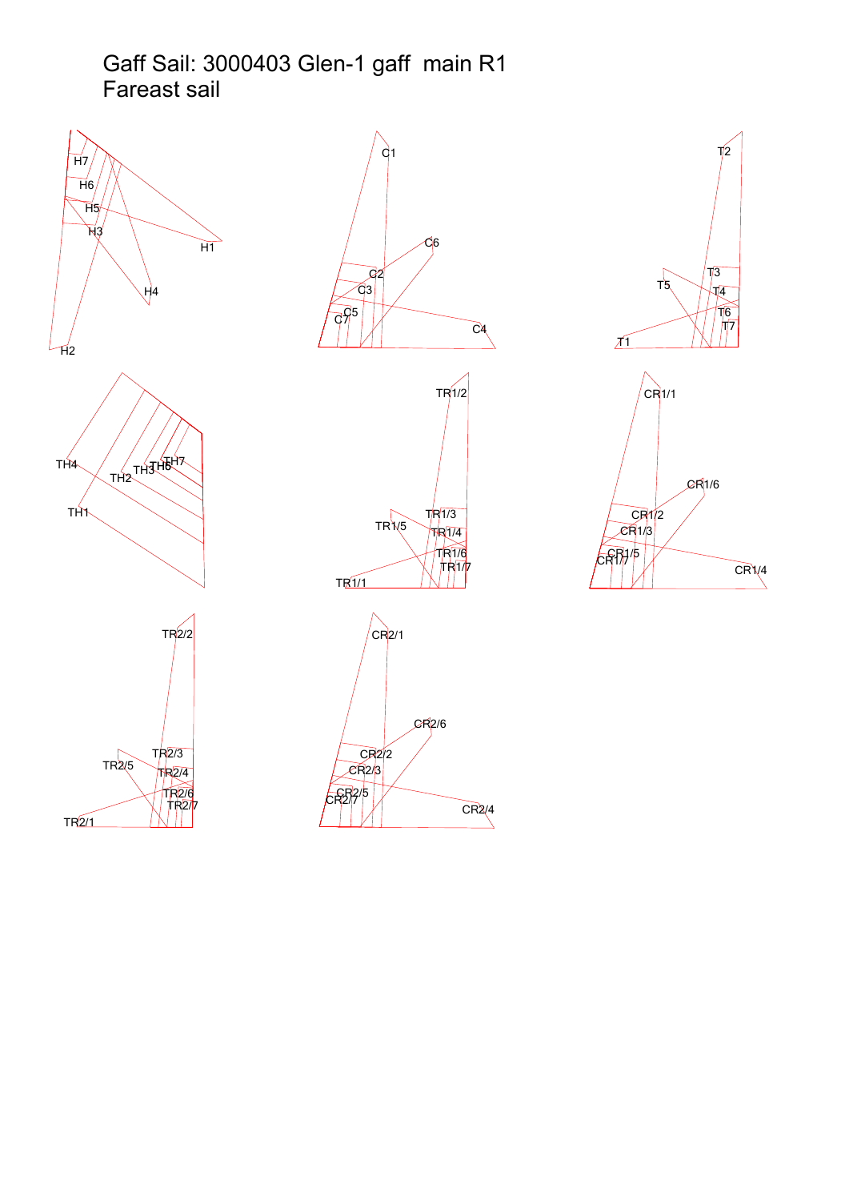# Gaff Sail: 3000403 Glen-1 gaff main R1
Fareast sail

H7
H6
H5
H3
H1
H4
H2

C1
C6
C2
C3
C5
C7
C4

T2
T3
T5
T4
T6
T7
T1

TH4
TH2
TH3
TH6
TH7
TH1

TR1/2
TR1/3
TR1/5
TR1/4
TR1/6
TR1/7
TR1/1

CR1/1
CR1/6
CR1/2
CR1/3
CR1/5
CR1/7
CR1/4

TR2/2
TR2/3
TR2/5
TR2/4
TR2/6
TR2/7
TR2/1

CR2/1
CR2/6
CR2/2
CR2/3
CR2/5
CR2/7
CR2/4